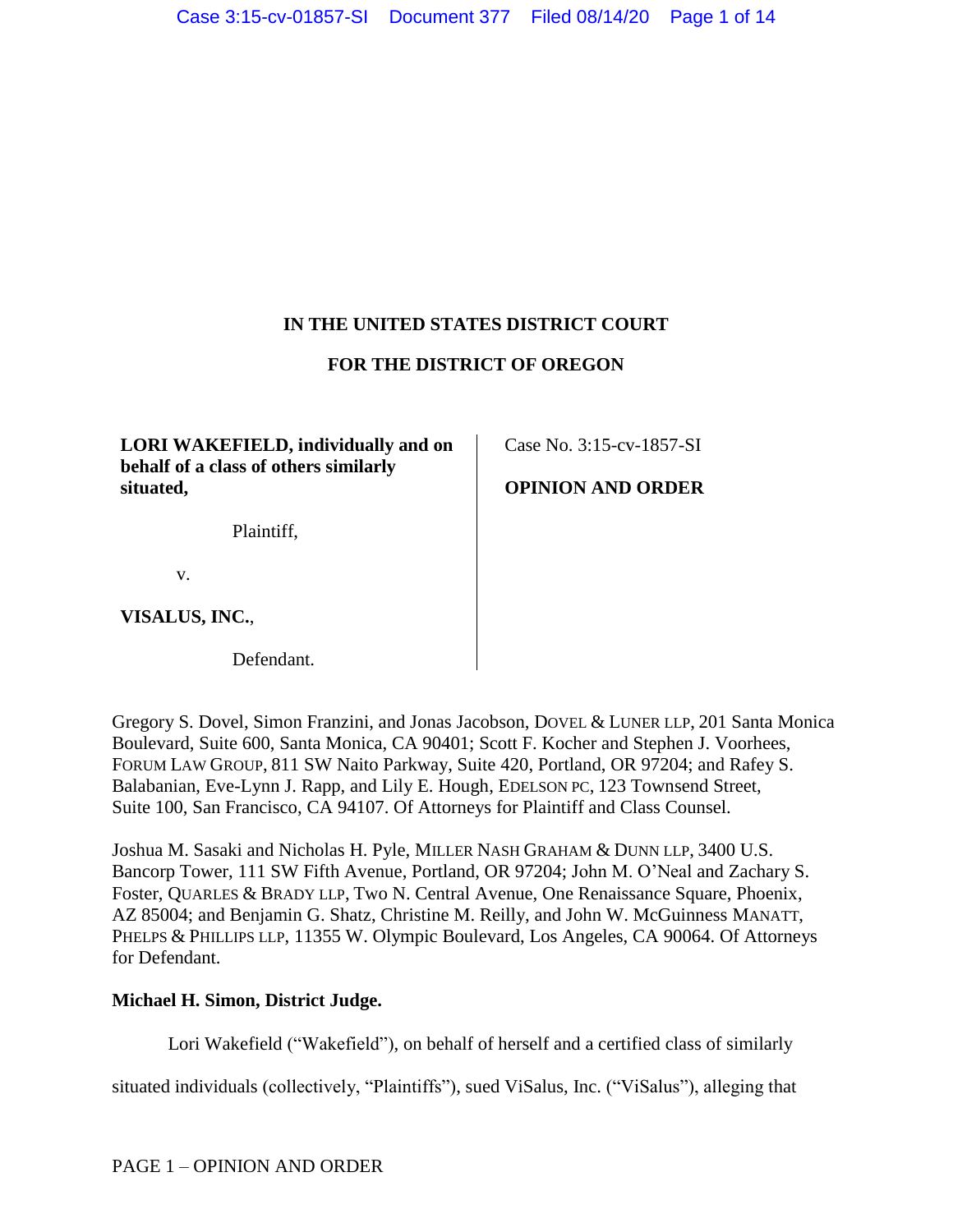**IN THE UNITED STATES DISTRICT COURT**

**FOR THE DISTRICT OF OREGON**

| | |
|---|---|
| **LORI WAKEFIELD, individually and on behalf of a class of others similarly situated,**<br><br>Plaintiff,<br><br>v.<br><br>**VISALUS, INC.**,<br><br>Defendant. | Case No. 3:15-cv-1857-SI<br><br>**OPINION AND ORDER** |

Gregory S. Dovel, Simon Franzini, and Jonas Jacobson, DOVEL & LUNER LLP, 201 Santa Monica Boulevard, Suite 600, Santa Monica, CA 90401; Scott F. Kocher and Stephen J. Voorhees, FORUM LAW GROUP, 811 SW Naito Parkway, Suite 420, Portland, OR 97204; and Rafey S. Balabanian, Eve-Lynn J. Rapp, and Lily E. Hough, EDELSON PC, 123 Townsend Street, Suite 100, San Francisco, CA 94107. Of Attorneys for Plaintiff and Class Counsel.

Joshua M. Sasaki and Nicholas H. Pyle, MILLER NASH GRAHAM & DUNN LLP, 3400 U.S. Bancorp Tower, 111 SW Fifth Avenue, Portland, OR 97204; John M. O'Neal and Zachary S. Foster, QUARLES & BRADY LLP, Two N. Central Avenue, One Renaissance Square, Phoenix, AZ 85004; and Benjamin G. Shatz, Christine M. Reilly, and John W. McGuinness MANATT, PHELPS & PHILLIPS LLP, 11355 W. Olympic Boulevard, Los Angeles, CA 90064. Of Attorneys for Defendant.

**Michael H. Simon, District Judge.**

Lori Wakefield ("Wakefield"), on behalf of herself and a certified class of similarly situated individuals (collectively, "Plaintiffs"), sued ViSalus, Inc. ("ViSalus"), alleging that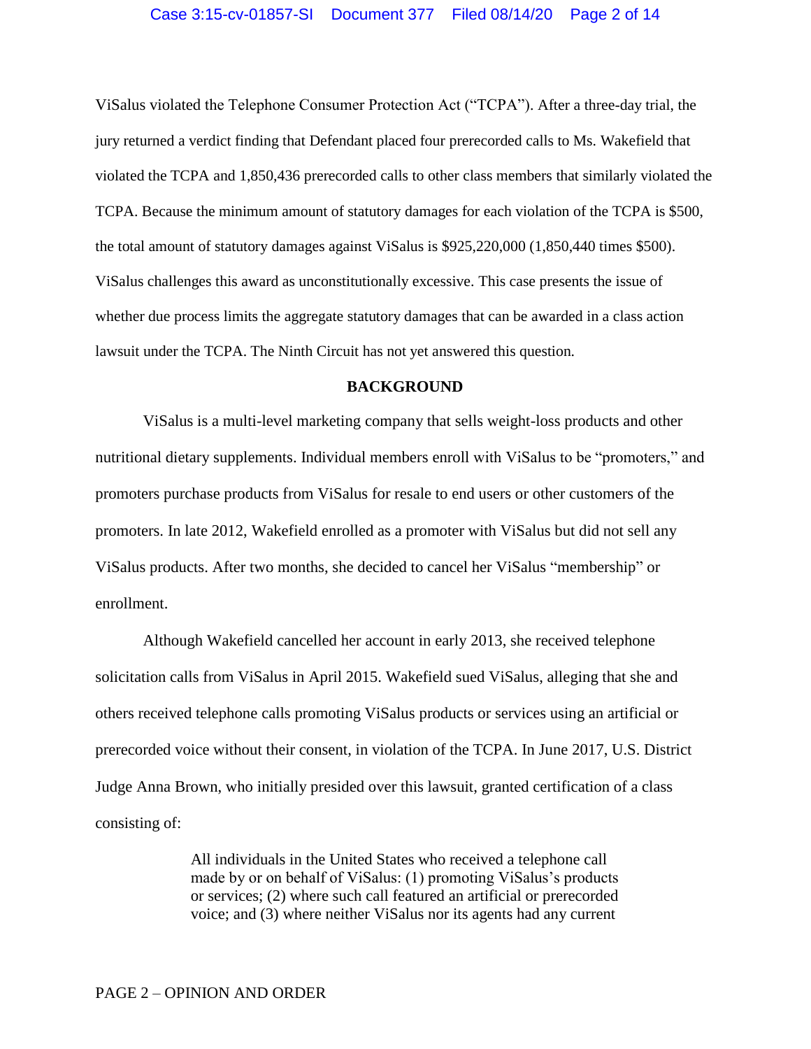ViSalus violated the Telephone Consumer Protection Act ("TCPA"). After a three-day trial, the jury returned a verdict finding that Defendant placed four prerecorded calls to Ms. Wakefield that violated the TCPA and 1,850,436 prerecorded calls to other class members that similarly violated the TCPA. Because the minimum amount of statutory damages for each violation of the TCPA is $500, the total amount of statutory damages against ViSalus is $925,220,000 (1,850,440 times $500). ViSalus challenges this award as unconstitutionally excessive. This case presents the issue of whether due process limits the aggregate statutory damages that can be awarded in a class action lawsuit under the TCPA. The Ninth Circuit has not yet answered this question.

## BACKGROUND

ViSalus is a multi-level marketing company that sells weight-loss products and other nutritional dietary supplements. Individual members enroll with ViSalus to be "promoters," and promoters purchase products from ViSalus for resale to end users or other customers of the promoters. In late 2012, Wakefield enrolled as a promoter with ViSalus but did not sell any ViSalus products. After two months, she decided to cancel her ViSalus "membership" or enrollment.

Although Wakefield cancelled her account in early 2013, she received telephone solicitation calls from ViSalus in April 2015. Wakefield sued ViSalus, alleging that she and others received telephone calls promoting ViSalus products or services using an artificial or prerecorded voice without their consent, in violation of the TCPA. In June 2017, U.S. District Judge Anna Brown, who initially presided over this lawsuit, granted certification of a class consisting of:

> All individuals in the United States who received a telephone call made by or on behalf of ViSalus: (1) promoting ViSalus's products or services; (2) where such call featured an artificial or prerecorded voice; and (3) where neither ViSalus nor its agents had any current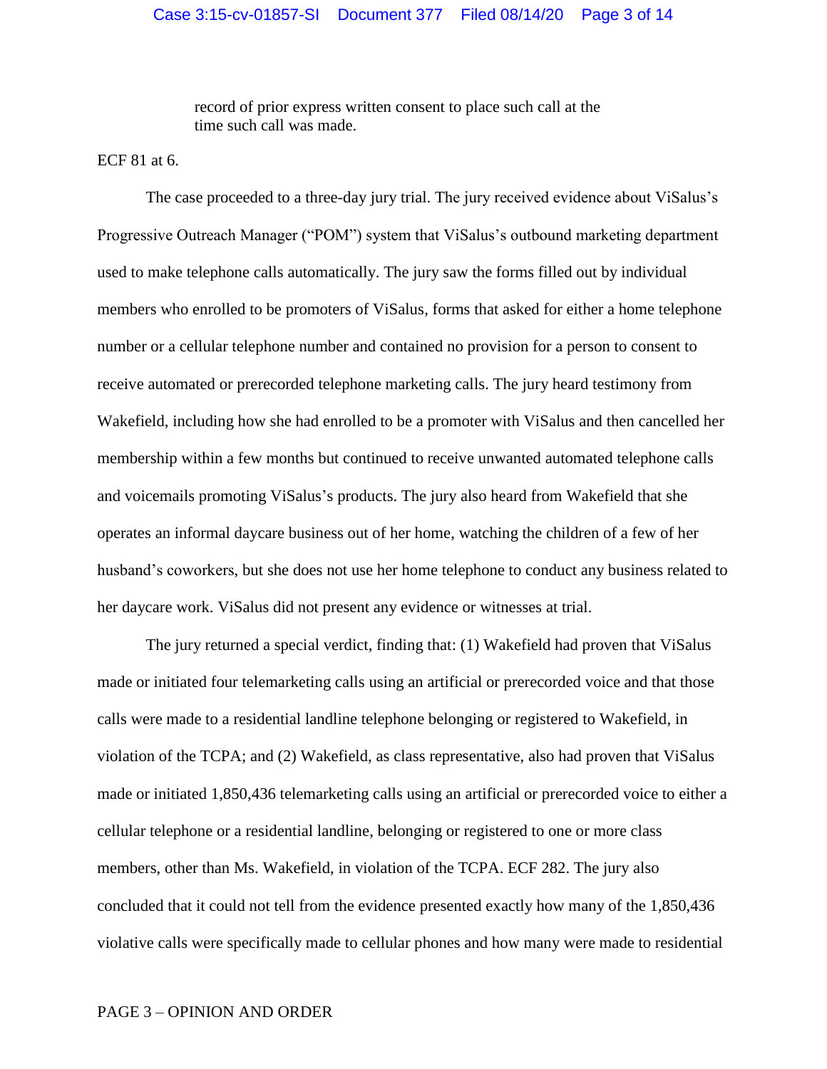> record of prior express written consent to place such call at the time such call was made.

ECF 81 at 6.

The case proceeded to a three-day jury trial. The jury received evidence about ViSalus's Progressive Outreach Manager ("POM") system that ViSalus's outbound marketing department used to make telephone calls automatically. The jury saw the forms filled out by individual members who enrolled to be promoters of ViSalus, forms that asked for either a home telephone number or a cellular telephone number and contained no provision for a person to consent to receive automated or prerecorded telephone marketing calls. The jury heard testimony from Wakefield, including how she had enrolled to be a promoter with ViSalus and then cancelled her membership within a few months but continued to receive unwanted automated telephone calls and voicemails promoting ViSalus's products. The jury also heard from Wakefield that she operates an informal daycare business out of her home, watching the children of a few of her husband's coworkers, but she does not use her home telephone to conduct any business related to her daycare work. ViSalus did not present any evidence or witnesses at trial.

The jury returned a special verdict, finding that: (1) Wakefield had proven that ViSalus made or initiated four telemarketing calls using an artificial or prerecorded voice and that those calls were made to a residential landline telephone belonging or registered to Wakefield, in violation of the TCPA; and (2) Wakefield, as class representative, also had proven that ViSalus made or initiated 1,850,436 telemarketing calls using an artificial or prerecorded voice to either a cellular telephone or a residential landline, belonging or registered to one or more class members, other than Ms. Wakefield, in violation of the TCPA. ECF 282. The jury also concluded that it could not tell from the evidence presented exactly how many of the 1,850,436 violative calls were specifically made to cellular phones and how many were made to residential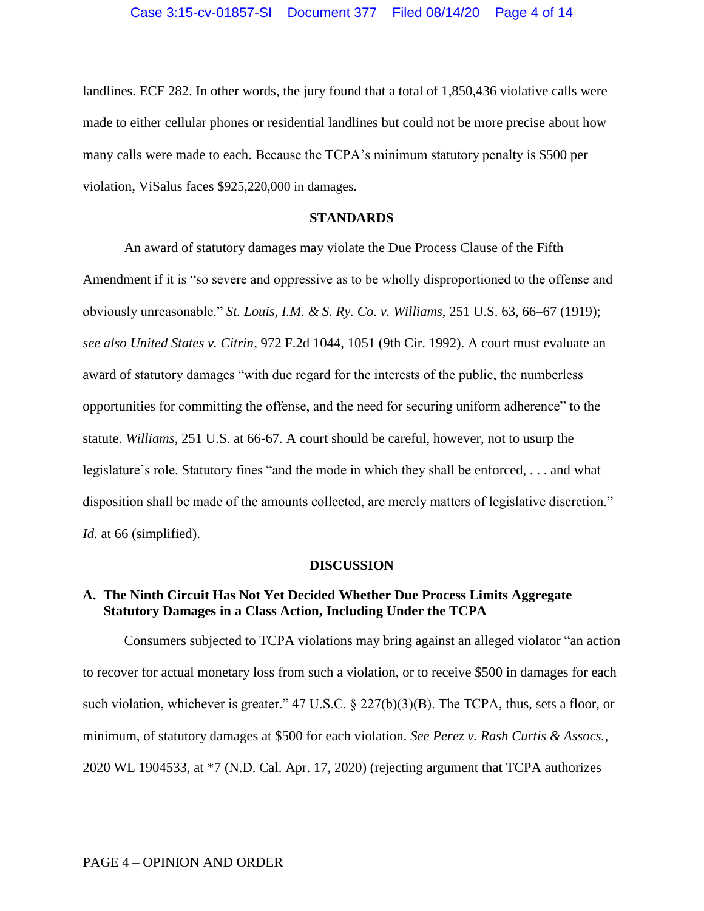landlines. ECF 282. In other words, the jury found that a total of 1,850,436 violative calls were made to either cellular phones or residential landlines but could not be more precise about how many calls were made to each. Because the TCPA's minimum statutory penalty is $500 per violation, ViSalus faces $925,220,000 in damages.

## STANDARDS

An award of statutory damages may violate the Due Process Clause of the Fifth Amendment if it is "so severe and oppressive as to be wholly disproportioned to the offense and obviously unreasonable." *St. Louis, I.M. & S. Ry. Co. v. Williams*, 251 U.S. 63, 66–67 (1919); *see also United States v. Citrin*, 972 F.2d 1044, 1051 (9th Cir. 1992). A court must evaluate an award of statutory damages "with due regard for the interests of the public, the numberless opportunities for committing the offense, and the need for securing uniform adherence" to the statute. *Williams*, 251 U.S. at 66-67. A court should be careful, however, not to usurp the legislature's role. Statutory fines "and the mode in which they shall be enforced, . . . and what disposition shall be made of the amounts collected, are merely matters of legislative discretion." *Id.* at 66 (simplified).

## DISCUSSION

### A. The Ninth Circuit Has Not Yet Decided Whether Due Process Limits Aggregate Statutory Damages in a Class Action, Including Under the TCPA

Consumers subjected to TCPA violations may bring against an alleged violator "an action to recover for actual monetary loss from such a violation, or to receive $500 in damages for each such violation, whichever is greater." 47 U.S.C. § 227(b)(3)(B). The TCPA, thus, sets a floor, or minimum, of statutory damages at $500 for each violation. *See Perez v. Rash Curtis & Assocs.*, 2020 WL 1904533, at *7 (N.D. Cal. Apr. 17, 2020) (rejecting argument that TCPA authorizes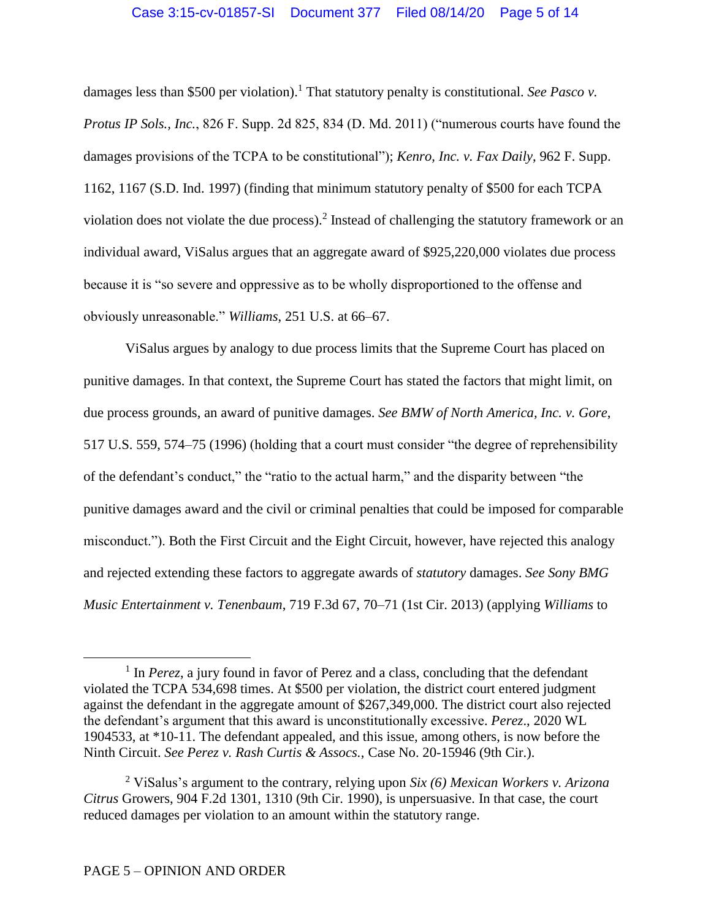damages less than $500 per violation).[1] That statutory penalty is constitutional. *See Pasco v. Protus IP Sols., Inc.*, 826 F. Supp. 2d 825, 834 (D. Md. 2011) ("numerous courts have found the damages provisions of the TCPA to be constitutional"); *Kenro, Inc. v. Fax Daily*, 962 F. Supp. 1162, 1167 (S.D. Ind. 1997) (finding that minimum statutory penalty of $500 for each TCPA violation does not violate the due process).[2] Instead of challenging the statutory framework or an individual award, ViSalus argues that an aggregate award of $925,220,000 violates due process because it is "so severe and oppressive as to be wholly disproportioned to the offense and obviously unreasonable." *Williams*, 251 U.S. at 66–67.

ViSalus argues by analogy to due process limits that the Supreme Court has placed on punitive damages. In that context, the Supreme Court has stated the factors that might limit, on due process grounds, an award of punitive damages. *See BMW of North America, Inc. v. Gore*, 517 U.S. 559, 574–75 (1996) (holding that a court must consider "the degree of reprehensibility of the defendant's conduct," the "ratio to the actual harm," and the disparity between "the punitive damages award and the civil or criminal penalties that could be imposed for comparable misconduct."). Both the First Circuit and the Eight Circuit, however, have rejected this analogy and rejected extending these factors to aggregate awards of *statutory* damages. *See Sony BMG Music Entertainment v. Tenenbaum*, 719 F.3d 67, 70–71 (1st Cir. 2013) (applying *Williams* to

---

[1] In *Perez*, a jury found in favor of Perez and a class, concluding that the defendant violated the TCPA 534,698 times. At $500 per violation, the district court entered judgment against the defendant in the aggregate amount of $267,349,000. The district court also rejected the defendant's argument that this award is unconstitutionally excessive. *Perez*., 2020 WL 1904533, at *10-11. The defendant appealed, and this issue, among others, is now before the Ninth Circuit. *See Perez v. Rash Curtis & Assocs.*, Case No. 20-15946 (9th Cir.).

[2] ViSalus's argument to the contrary, relying upon *Six (6) Mexican Workers v. Arizona Citrus* Growers, 904 F.2d 1301, 1310 (9th Cir. 1990), is unpersuasive. In that case, the court reduced damages per violation to an amount within the statutory range.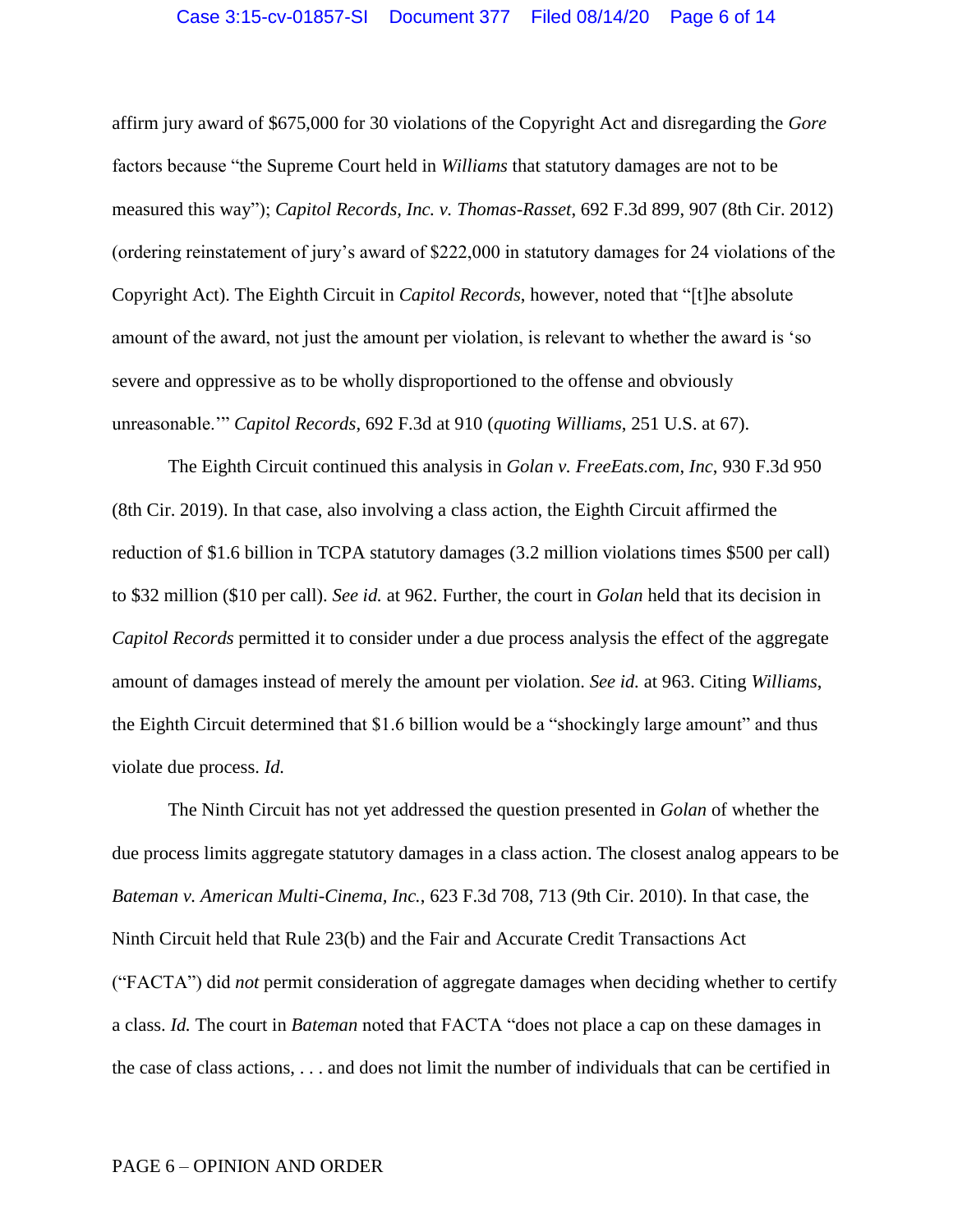affirm jury award of $675,000 for 30 violations of the Copyright Act and disregarding the *Gore* factors because "the Supreme Court held in *Williams* that statutory damages are not to be measured this way"); *Capitol Records, Inc. v. Thomas-Rasset*, 692 F.3d 899, 907 (8th Cir. 2012) (ordering reinstatement of jury's award of $222,000 in statutory damages for 24 violations of the Copyright Act). The Eighth Circuit in *Capitol Records*, however, noted that "[t]he absolute amount of the award, not just the amount per violation, is relevant to whether the award is 'so severe and oppressive as to be wholly disproportioned to the offense and obviously unreasonable.'" *Capitol Records*, 692 F.3d at 910 (*quoting Williams*, 251 U.S. at 67).

The Eighth Circuit continued this analysis in *Golan v. FreeEats.com, Inc*, 930 F.3d 950 (8th Cir. 2019). In that case, also involving a class action, the Eighth Circuit affirmed the reduction of $1.6 billion in TCPA statutory damages (3.2 million violations times $500 per call) to $32 million ($10 per call). *See id.* at 962. Further, the court in *Golan* held that its decision in *Capitol Records* permitted it to consider under a due process analysis the effect of the aggregate amount of damages instead of merely the amount per violation. *See id.* at 963. Citing *Williams*, the Eighth Circuit determined that $1.6 billion would be a "shockingly large amount" and thus violate due process. *Id.*

The Ninth Circuit has not yet addressed the question presented in *Golan* of whether the due process limits aggregate statutory damages in a class action. The closest analog appears to be *Bateman v. American Multi-Cinema, Inc.*, 623 F.3d 708, 713 (9th Cir. 2010). In that case, the Ninth Circuit held that Rule 23(b) and the Fair and Accurate Credit Transactions Act ("FACTA") did *not* permit consideration of aggregate damages when deciding whether to certify a class. *Id.* The court in *Bateman* noted that FACTA "does not place a cap on these damages in the case of class actions, . . . and does not limit the number of individuals that can be certified in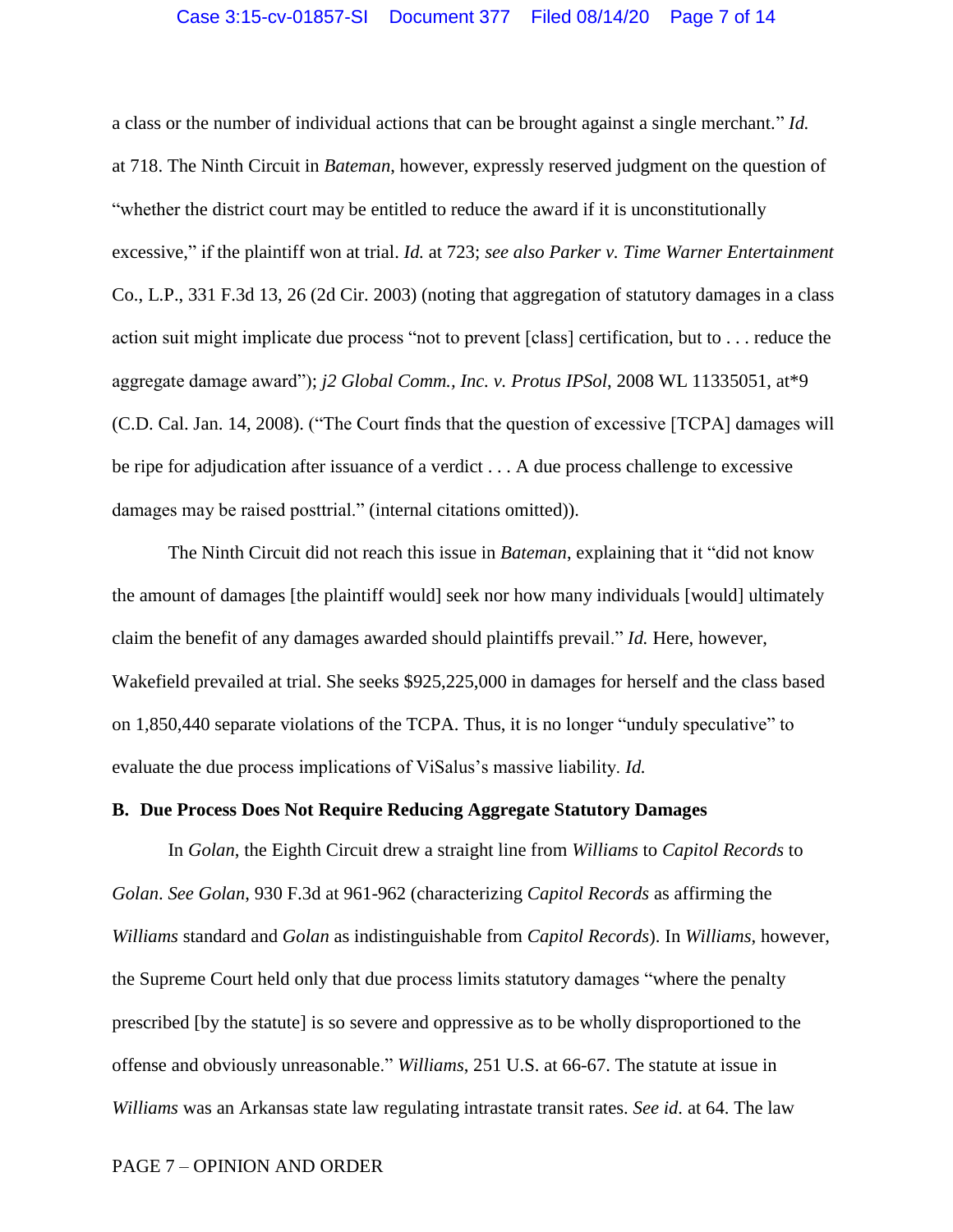a class or the number of individual actions that can be brought against a single merchant." *Id.* at 718. The Ninth Circuit in *Bateman*, however, expressly reserved judgment on the question of "whether the district court may be entitled to reduce the award if it is unconstitutionally excessive," if the plaintiff won at trial. *Id.* at 723; *see also Parker v. Time Warner Entertainment* Co., L.P., 331 F.3d 13, 26 (2d Cir. 2003) (noting that aggregation of statutory damages in a class action suit might implicate due process "not to prevent [class] certification, but to . . . reduce the aggregate damage award"); *j2 Global Comm., Inc. v. Protus IPSol*, 2008 WL 11335051, at*9 (C.D. Cal. Jan. 14, 2008). ("The Court finds that the question of excessive [TCPA] damages will be ripe for adjudication after issuance of a verdict . . . A due process challenge to excessive damages may be raised posttrial." (internal citations omitted)).

The Ninth Circuit did not reach this issue in *Bateman*, explaining that it "did not know the amount of damages [the plaintiff would] seek nor how many individuals [would] ultimately claim the benefit of any damages awarded should plaintiffs prevail." *Id.* Here, however, Wakefield prevailed at trial. She seeks $925,225,000 in damages for herself and the class based on 1,850,440 separate violations of the TCPA. Thus, it is no longer "unduly speculative" to evaluate the due process implications of ViSalus's massive liability. *Id.*

**B. Due Process Does Not Require Reducing Aggregate Statutory Damages**

In *Golan*, the Eighth Circuit drew a straight line from *Williams* to *Capitol Records* to *Golan*. *See Golan*, 930 F.3d at 961-962 (characterizing *Capitol Records* as affirming the *Williams* standard and *Golan* as indistinguishable from *Capitol Records*). In *Williams*, however, the Supreme Court held only that due process limits statutory damages "where the penalty prescribed [by the statute] is so severe and oppressive as to be wholly disproportioned to the offense and obviously unreasonable." *Williams*, 251 U.S. at 66-67. The statute at issue in *Williams* was an Arkansas state law regulating intrastate transit rates. *See id.* at 64. The law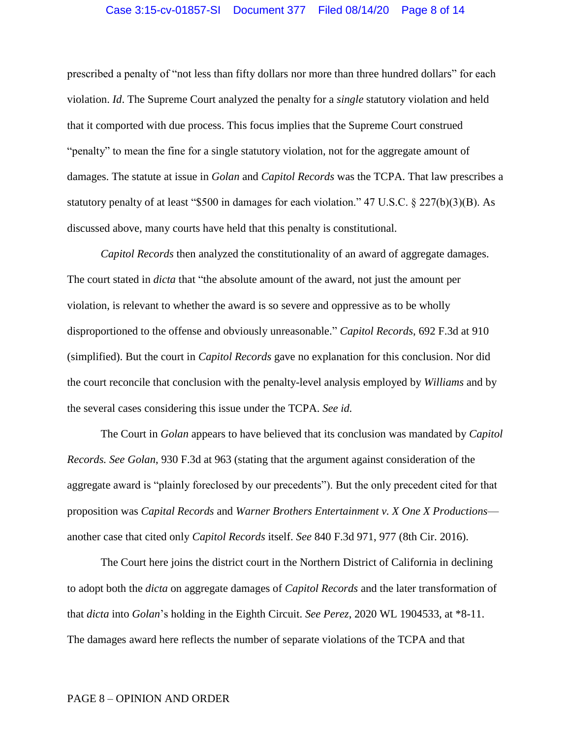prescribed a penalty of "not less than fifty dollars nor more than three hundred dollars" for each violation. *Id*. The Supreme Court analyzed the penalty for a *single* statutory violation and held that it comported with due process. This focus implies that the Supreme Court construed "penalty" to mean the fine for a single statutory violation, not for the aggregate amount of damages. The statute at issue in *Golan* and *Capitol Records* was the TCPA. That law prescribes a statutory penalty of at least "$500 in damages for each violation." 47 U.S.C. § 227(b)(3)(B). As discussed above, many courts have held that this penalty is constitutional.

*Capitol Records* then analyzed the constitutionality of an award of aggregate damages. The court stated in *dicta* that "the absolute amount of the award, not just the amount per violation, is relevant to whether the award is so severe and oppressive as to be wholly disproportioned to the offense and obviously unreasonable." *Capitol Records*, 692 F.3d at 910 (simplified). But the court in *Capitol Records* gave no explanation for this conclusion. Nor did the court reconcile that conclusion with the penalty-level analysis employed by *Williams* and by the several cases considering this issue under the TCPA. *See id.*

The Court in *Golan* appears to have believed that its conclusion was mandated by *Capitol Records. See Golan*, 930 F.3d at 963 (stating that the argument against consideration of the aggregate award is "plainly foreclosed by our precedents"). But the only precedent cited for that proposition was *Capital Records* and *Warner Brothers Entertainment v. X One X Productions*—another case that cited only *Capitol Records* itself. *See* 840 F.3d 971, 977 (8th Cir. 2016).

The Court here joins the district court in the Northern District of California in declining to adopt both the *dicta* on aggregate damages of *Capitol Records* and the later transformation of that *dicta* into *Golan*'s holding in the Eighth Circuit. *See Perez*, 2020 WL 1904533, at *8-11. The damages award here reflects the number of separate violations of the TCPA and that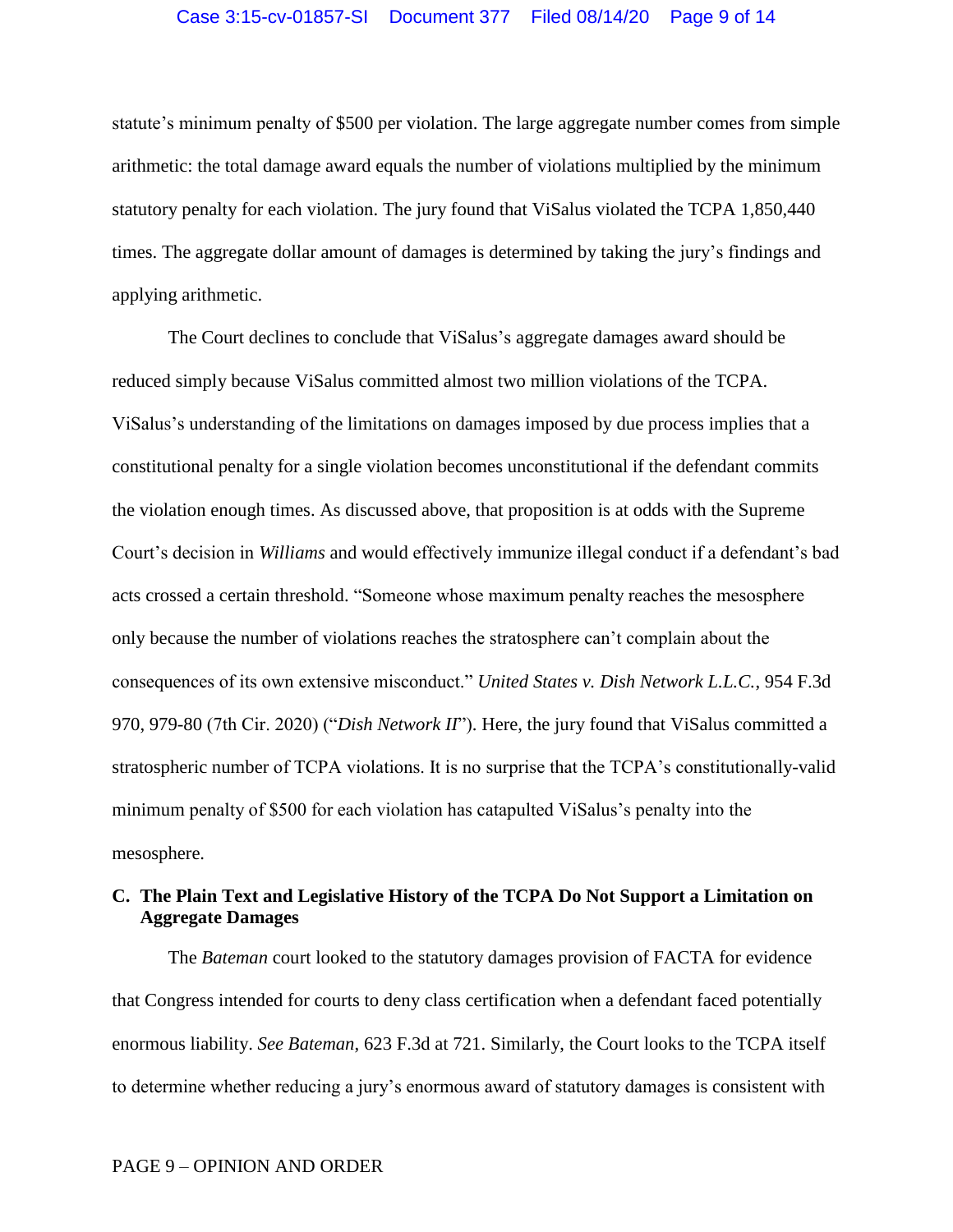statute's minimum penalty of $500 per violation. The large aggregate number comes from simple arithmetic: the total damage award equals the number of violations multiplied by the minimum statutory penalty for each violation. The jury found that ViSalus violated the TCPA 1,850,440 times. The aggregate dollar amount of damages is determined by taking the jury's findings and applying arithmetic.

The Court declines to conclude that ViSalus's aggregate damages award should be reduced simply because ViSalus committed almost two million violations of the TCPA. ViSalus's understanding of the limitations on damages imposed by due process implies that a constitutional penalty for a single violation becomes unconstitutional if the defendant commits the violation enough times. As discussed above, that proposition is at odds with the Supreme Court's decision in *Williams* and would effectively immunize illegal conduct if a defendant's bad acts crossed a certain threshold. "Someone whose maximum penalty reaches the mesosphere only because the number of violations reaches the stratosphere can't complain about the consequences of its own extensive misconduct." *United States v. Dish Network L.L.C.*, 954 F.3d 970, 979-80 (7th Cir. 2020) ("*Dish Network II*"). Here, the jury found that ViSalus committed a stratospheric number of TCPA violations. It is no surprise that the TCPA's constitutionally-valid minimum penalty of $500 for each violation has catapulted ViSalus's penalty into the mesosphere.

### C. The Plain Text and Legislative History of the TCPA Do Not Support a Limitation on Aggregate Damages

The *Bateman* court looked to the statutory damages provision of FACTA for evidence that Congress intended for courts to deny class certification when a defendant faced potentially enormous liability. *See Bateman*, 623 F.3d at 721. Similarly, the Court looks to the TCPA itself to determine whether reducing a jury's enormous award of statutory damages is consistent with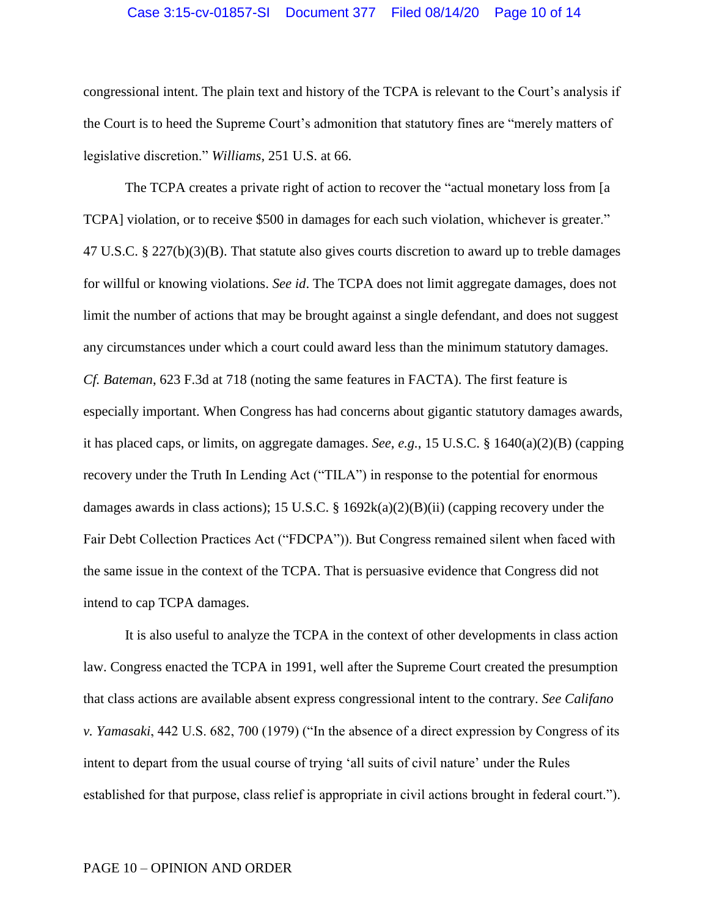congressional intent. The plain text and history of the TCPA is relevant to the Court's analysis if the Court is to heed the Supreme Court's admonition that statutory fines are "merely matters of legislative discretion." *Williams*, 251 U.S. at 66.

The TCPA creates a private right of action to recover the "actual monetary loss from [a TCPA] violation, or to receive $500 in damages for each such violation, whichever is greater." 47 U.S.C. § 227(b)(3)(B). That statute also gives courts discretion to award up to treble damages for willful or knowing violations. *See id*. The TCPA does not limit aggregate damages, does not limit the number of actions that may be brought against a single defendant, and does not suggest any circumstances under which a court could award less than the minimum statutory damages. *Cf. Bateman*, 623 F.3d at 718 (noting the same features in FACTA). The first feature is especially important. When Congress has had concerns about gigantic statutory damages awards, it has placed caps, or limits, on aggregate damages. *See, e.g.*, 15 U.S.C. § 1640(a)(2)(B) (capping recovery under the Truth In Lending Act ("TILA") in response to the potential for enormous damages awards in class actions); 15 U.S.C. § 1692k(a)(2)(B)(ii) (capping recovery under the Fair Debt Collection Practices Act ("FDCPA")). But Congress remained silent when faced with the same issue in the context of the TCPA. That is persuasive evidence that Congress did not intend to cap TCPA damages.

It is also useful to analyze the TCPA in the context of other developments in class action law. Congress enacted the TCPA in 1991, well after the Supreme Court created the presumption that class actions are available absent express congressional intent to the contrary. *See Califano v. Yamasaki*, 442 U.S. 682, 700 (1979) ("In the absence of a direct expression by Congress of its intent to depart from the usual course of trying 'all suits of civil nature' under the Rules established for that purpose, class relief is appropriate in civil actions brought in federal court.").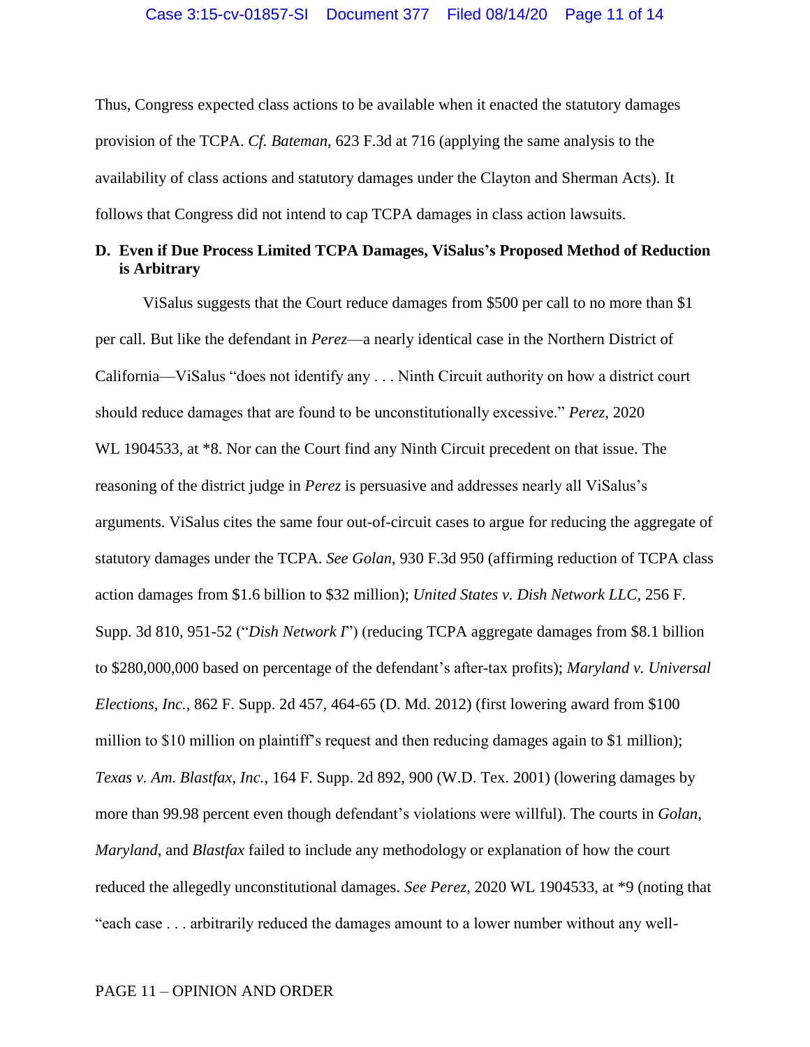Thus, Congress expected class actions to be available when it enacted the statutory damages provision of the TCPA. *Cf. Bateman*, 623 F.3d at 716 (applying the same analysis to the availability of class actions and statutory damages under the Clayton and Sherman Acts). It follows that Congress did not intend to cap TCPA damages in class action lawsuits.

**D. Even if Due Process Limited TCPA Damages, ViSalus's Proposed Method of Reduction is Arbitrary**

ViSalus suggests that the Court reduce damages from $500 per call to no more than $1 per call. But like the defendant in *Perez*—a nearly identical case in the Northern District of California—ViSalus "does not identify any . . . Ninth Circuit authority on how a district court should reduce damages that are found to be unconstitutionally excessive." *Perez*, 2020 WL 1904533, at *8. Nor can the Court find any Ninth Circuit precedent on that issue. The reasoning of the district judge in *Perez* is persuasive and addresses nearly all ViSalus's arguments. ViSalus cites the same four out-of-circuit cases to argue for reducing the aggregate of statutory damages under the TCPA. *See Golan*, 930 F.3d 950 (affirming reduction of TCPA class action damages from $1.6 billion to $32 million); *United States v. Dish Network LLC*, 256 F. Supp. 3d 810, 951-52 ("*Dish Network I*") (reducing TCPA aggregate damages from $8.1 billion to $280,000,000 based on percentage of the defendant's after-tax profits); *Maryland v. Universal Elections, Inc.*, 862 F. Supp. 2d 457, 464-65 (D. Md. 2012) (first lowering award from $100 million to $10 million on plaintiff's request and then reducing damages again to $1 million); *Texas v. Am. Blastfax, Inc.*, 164 F. Supp. 2d 892, 900 (W.D. Tex. 2001) (lowering damages by more than 99.98 percent even though defendant's violations were willful). The courts in *Golan*, *Maryland*, and *Blastfax* failed to include any methodology or explanation of how the court reduced the allegedly unconstitutional damages. *See Perez*, 2020 WL 1904533, at *9 (noting that "each case . . . arbitrarily reduced the damages amount to a lower number without any well-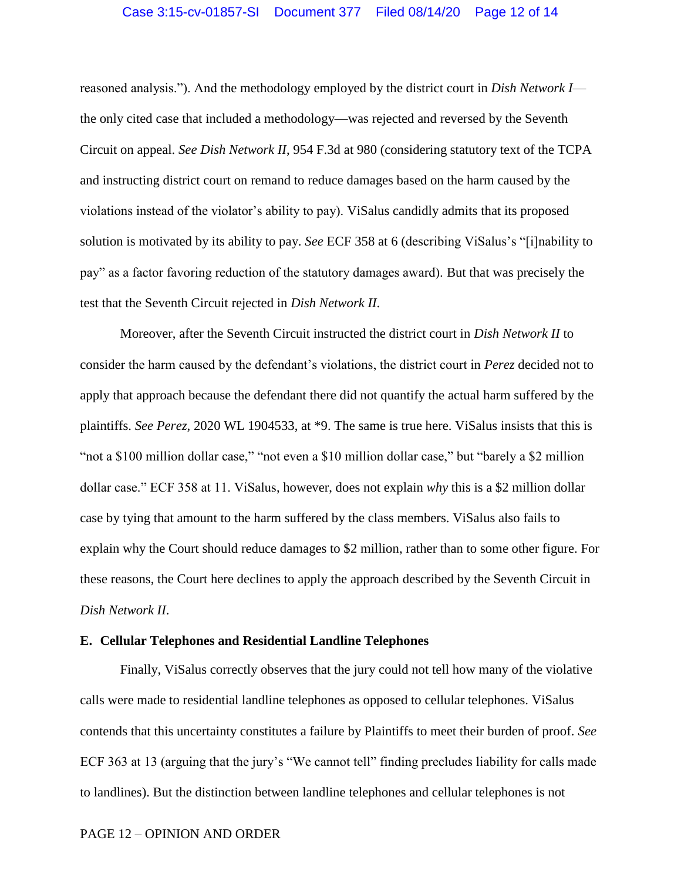reasoned analysis."). And the methodology employed by the district court in *Dish Network I*—the only cited case that included a methodology—was rejected and reversed by the Seventh Circuit on appeal. *See Dish Network II*, 954 F.3d at 980 (considering statutory text of the TCPA and instructing district court on remand to reduce damages based on the harm caused by the violations instead of the violator's ability to pay). ViSalus candidly admits that its proposed solution is motivated by its ability to pay. *See* ECF 358 at 6 (describing ViSalus's "[i]nability to pay" as a factor favoring reduction of the statutory damages award). But that was precisely the test that the Seventh Circuit rejected in *Dish Network II*.

Moreover, after the Seventh Circuit instructed the district court in *Dish Network II* to consider the harm caused by the defendant's violations, the district court in *Perez* decided not to apply that approach because the defendant there did not quantify the actual harm suffered by the plaintiffs. *See Perez*, 2020 WL 1904533, at *9. The same is true here. ViSalus insists that this is "not a $100 million dollar case," "not even a $10 million dollar case," but "barely a $2 million dollar case." ECF 358 at 11. ViSalus, however, does not explain *why* this is a $2 million dollar case by tying that amount to the harm suffered by the class members. ViSalus also fails to explain why the Court should reduce damages to $2 million, rather than to some other figure. For these reasons, the Court here declines to apply the approach described by the Seventh Circuit in *Dish Network II*.

### E. Cellular Telephones and Residential Landline Telephones

Finally, ViSalus correctly observes that the jury could not tell how many of the violative calls were made to residential landline telephones as opposed to cellular telephones. ViSalus contends that this uncertainty constitutes a failure by Plaintiffs to meet their burden of proof. *See* ECF 363 at 13 (arguing that the jury's "We cannot tell" finding precludes liability for calls made to landlines). But the distinction between landline telephones and cellular telephones is not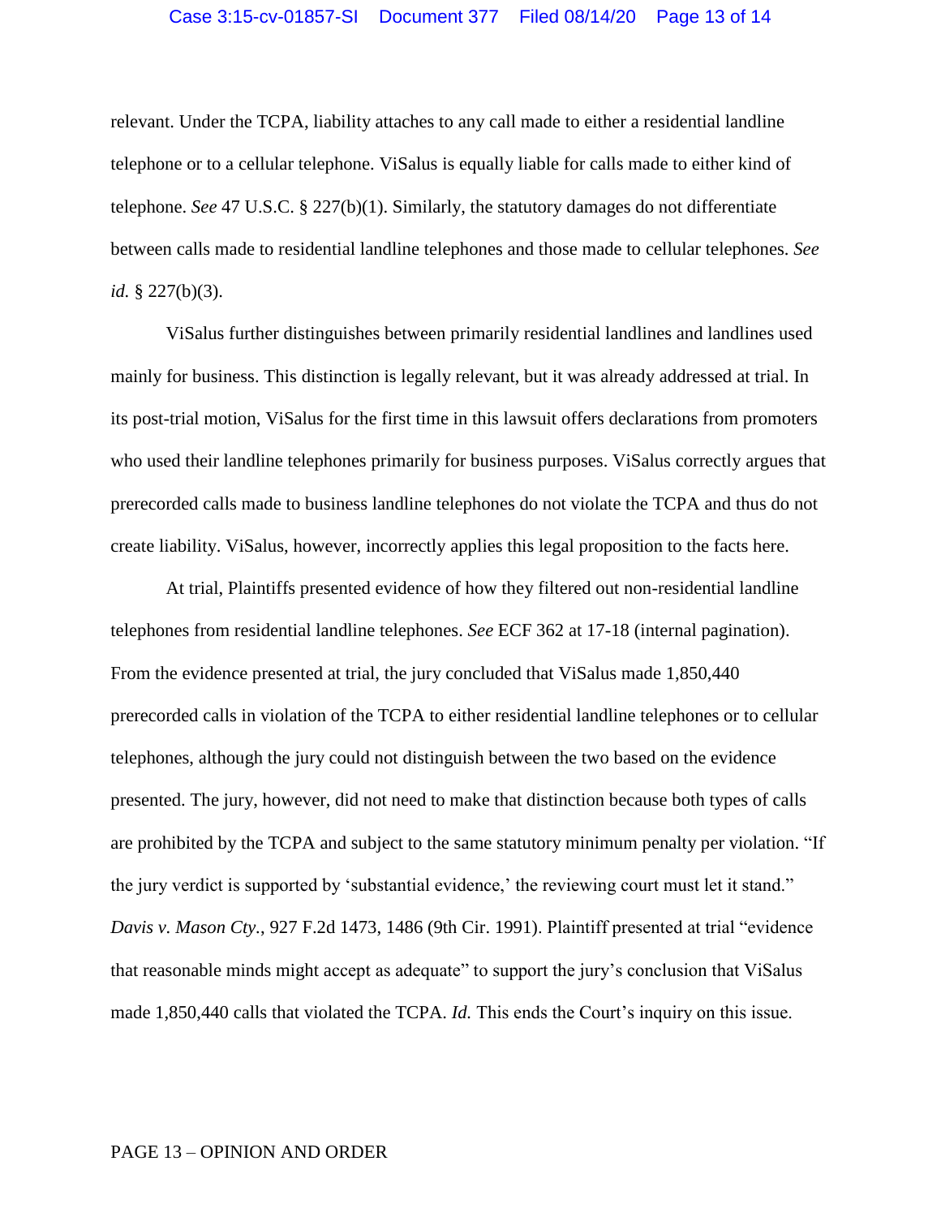relevant. Under the TCPA, liability attaches to any call made to either a residential landline telephone or to a cellular telephone. ViSalus is equally liable for calls made to either kind of telephone. *See* 47 U.S.C. § 227(b)(1). Similarly, the statutory damages do not differentiate between calls made to residential landline telephones and those made to cellular telephones. *See id.* § 227(b)(3).

ViSalus further distinguishes between primarily residential landlines and landlines used mainly for business. This distinction is legally relevant, but it was already addressed at trial. In its post-trial motion, ViSalus for the first time in this lawsuit offers declarations from promoters who used their landline telephones primarily for business purposes. ViSalus correctly argues that prerecorded calls made to business landline telephones do not violate the TCPA and thus do not create liability. ViSalus, however, incorrectly applies this legal proposition to the facts here.

At trial, Plaintiffs presented evidence of how they filtered out non-residential landline telephones from residential landline telephones. *See* ECF 362 at 17-18 (internal pagination). From the evidence presented at trial, the jury concluded that ViSalus made 1,850,440 prerecorded calls in violation of the TCPA to either residential landline telephones or to cellular telephones, although the jury could not distinguish between the two based on the evidence presented. The jury, however, did not need to make that distinction because both types of calls are prohibited by the TCPA and subject to the same statutory minimum penalty per violation. "If the jury verdict is supported by 'substantial evidence,' the reviewing court must let it stand." *Davis v. Mason Cty.*, 927 F.2d 1473, 1486 (9th Cir. 1991). Plaintiff presented at trial "evidence that reasonable minds might accept as adequate" to support the jury's conclusion that ViSalus made 1,850,440 calls that violated the TCPA. *Id.* This ends the Court's inquiry on this issue.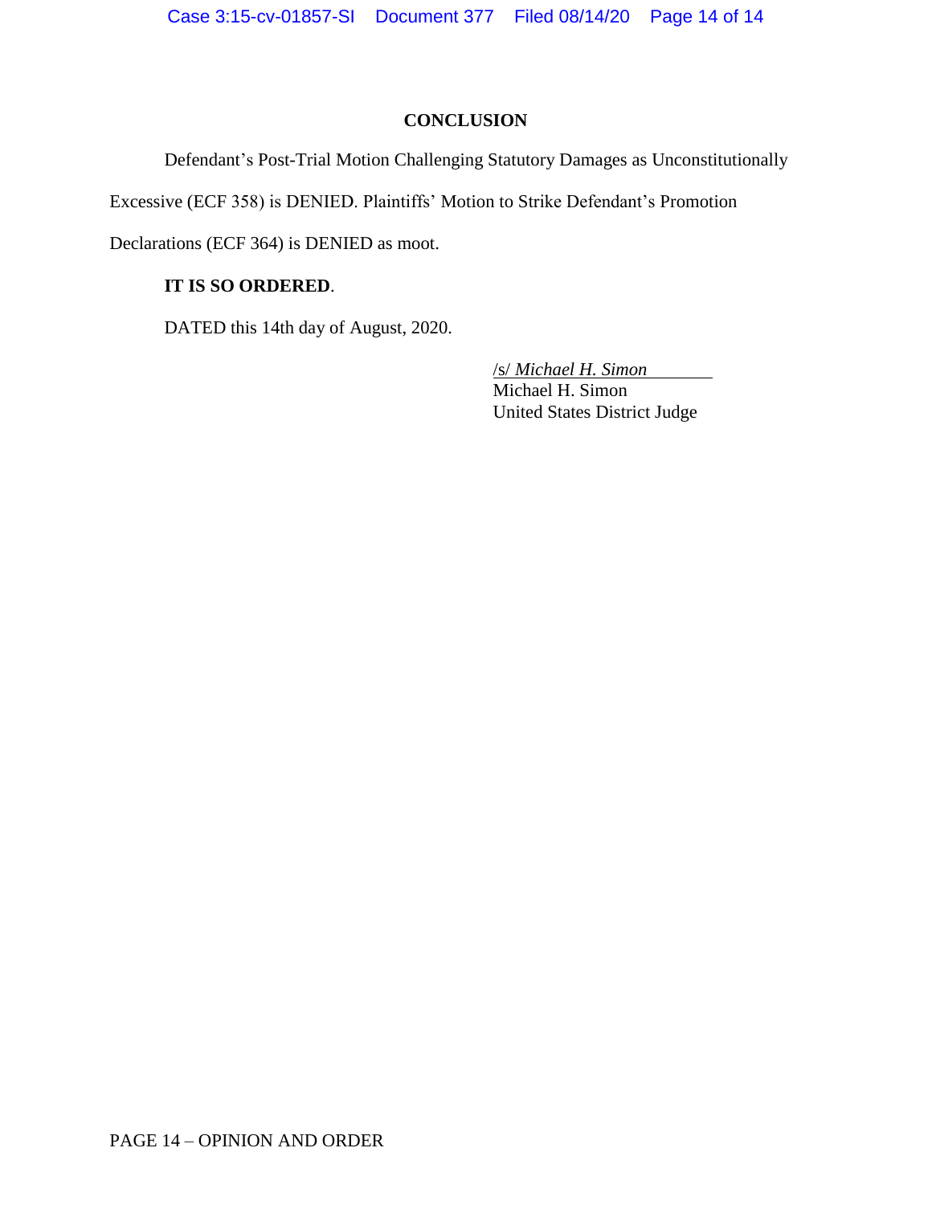## CONCLUSION

Defendant's Post-Trial Motion Challenging Statutory Damages as Unconstitutionally Excessive (ECF 358) is DENIED. Plaintiffs' Motion to Strike Defendant's Promotion Declarations (ECF 364) is DENIED as moot.

**IT IS SO ORDERED**.

DATED this 14th day of August, 2020.

/s/ *Michael H. Simon*
Michael H. Simon
United States District Judge